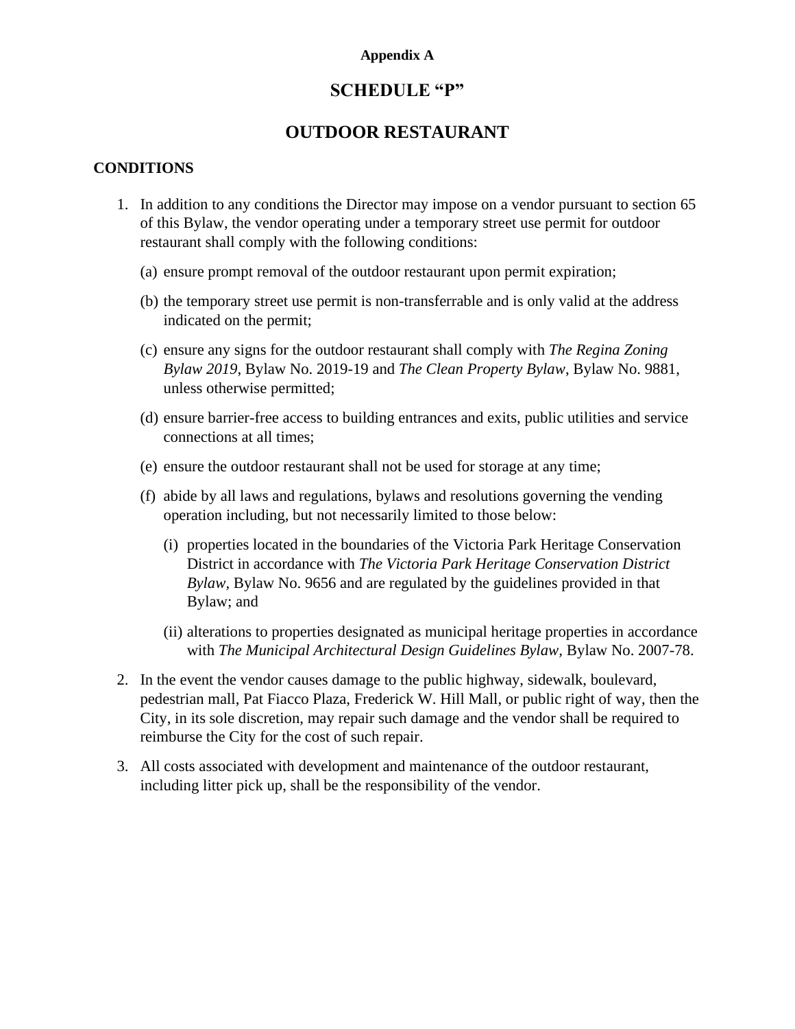**Appendix A**

# SCHEDULE "P"

# OUTDOOR RESTAURANT

## CONDITIONS

1. In addition to any conditions the Director may impose on a vendor pursuant to section 65 of this Bylaw, the vendor operating under a temporary street use permit for outdoor restaurant shall comply with the following conditions:

   (a) ensure prompt removal of the outdoor restaurant upon permit expiration;

   (b) the temporary street use permit is non-transferrable and is only valid at the address indicated on the permit;

   (c) ensure any signs for the outdoor restaurant shall comply with *The Regina Zoning Bylaw 2019*, Bylaw No. 2019-19 and *The Clean Property Bylaw*, Bylaw No. 9881, unless otherwise permitted;

   (d) ensure barrier-free access to building entrances and exits, public utilities and service connections at all times;

   (e) ensure the outdoor restaurant shall not be used for storage at any time;

   (f) abide by all laws and regulations, bylaws and resolutions governing the vending operation including, but not necessarily limited to those below:

      (i) properties located in the boundaries of the Victoria Park Heritage Conservation District in accordance with *The Victoria Park Heritage Conservation District Bylaw*, Bylaw No. 9656 and are regulated by the guidelines provided in that Bylaw; and

      (ii) alterations to properties designated as municipal heritage properties in accordance with *The Municipal Architectural Design Guidelines Bylaw*, Bylaw No. 2007-78.

2. In the event the vendor causes damage to the public highway, sidewalk, boulevard, pedestrian mall, Pat Fiacco Plaza, Frederick W. Hill Mall, or public right of way, then the City, in its sole discretion, may repair such damage and the vendor shall be required to reimburse the City for the cost of such repair.

3. All costs associated with development and maintenance of the outdoor restaurant, including litter pick up, shall be the responsibility of the vendor.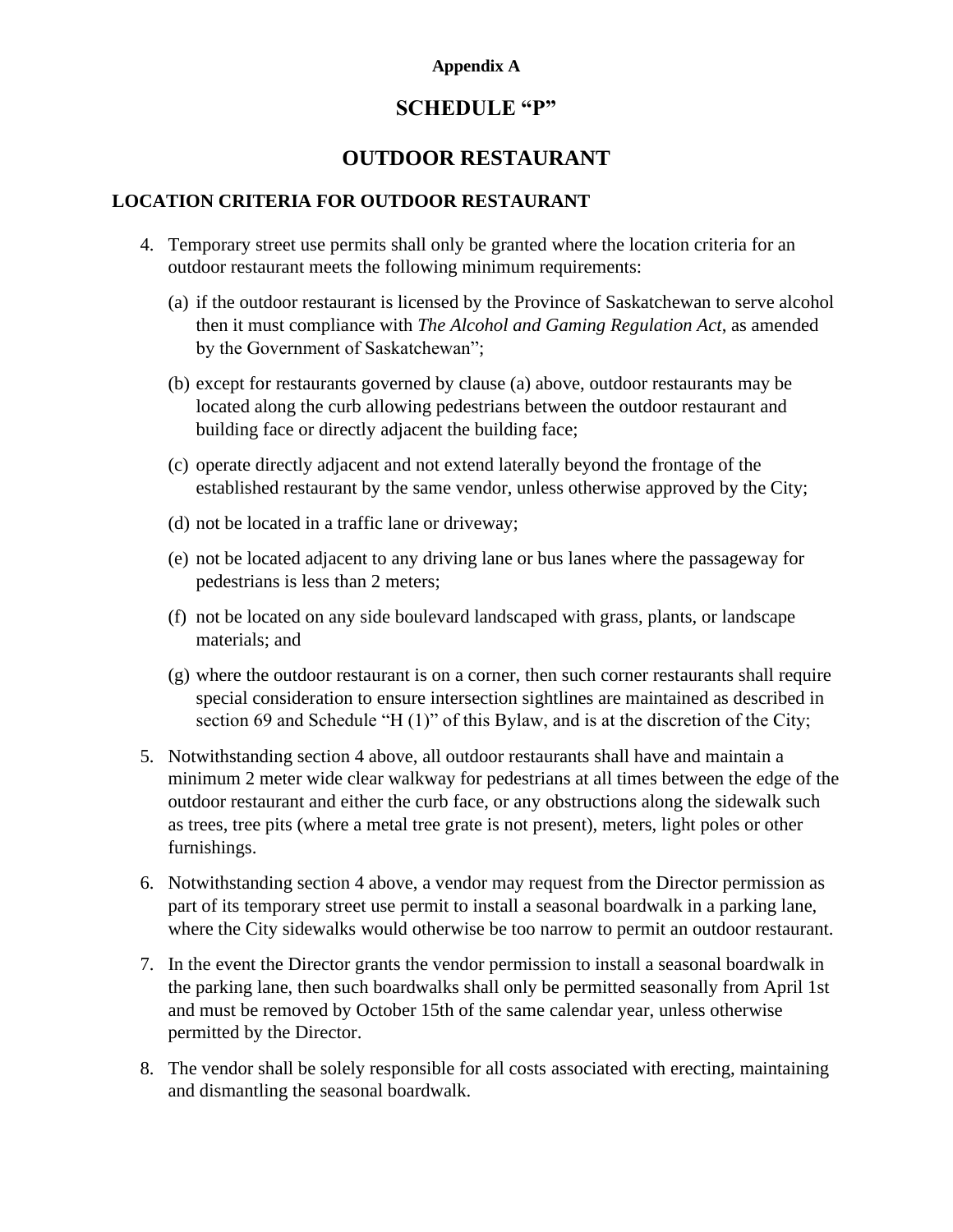**Appendix A**

# SCHEDULE "P"

# OUTDOOR RESTAURANT

## LOCATION CRITERIA FOR OUTDOOR RESTAURANT

4. Temporary street use permits shall only be granted where the location criteria for an outdoor restaurant meets the following minimum requirements:

   (a) if the outdoor restaurant is licensed by the Province of Saskatchewan to serve alcohol then it must compliance with *The Alcohol and Gaming Regulation Act*, as amended by the Government of Saskatchewan";

   (b) except for restaurants governed by clause (a) above, outdoor restaurants may be located along the curb allowing pedestrians between the outdoor restaurant and building face or directly adjacent the building face;

   (c) operate directly adjacent and not extend laterally beyond the frontage of the established restaurant by the same vendor, unless otherwise approved by the City;

   (d) not be located in a traffic lane or driveway;

   (e) not be located adjacent to any driving lane or bus lanes where the passageway for pedestrians is less than 2 meters;

   (f) not be located on any side boulevard landscaped with grass, plants, or landscape materials; and

   (g) where the outdoor restaurant is on a corner, then such corner restaurants shall require special consideration to ensure intersection sightlines are maintained as described in section 69 and Schedule "H (1)" of this Bylaw, and is at the discretion of the City;

5. Notwithstanding section 4 above, all outdoor restaurants shall have and maintain a minimum 2 meter wide clear walkway for pedestrians at all times between the edge of the outdoor restaurant and either the curb face, or any obstructions along the sidewalk such as trees, tree pits (where a metal tree grate is not present), meters, light poles or other furnishings.

6. Notwithstanding section 4 above, a vendor may request from the Director permission as part of its temporary street use permit to install a seasonal boardwalk in a parking lane, where the City sidewalks would otherwise be too narrow to permit an outdoor restaurant.

7. In the event the Director grants the vendor permission to install a seasonal boardwalk in the parking lane, then such boardwalks shall only be permitted seasonally from April 1st and must be removed by October 15th of the same calendar year, unless otherwise permitted by the Director.

8. The vendor shall be solely responsible for all costs associated with erecting, maintaining and dismantling the seasonal boardwalk.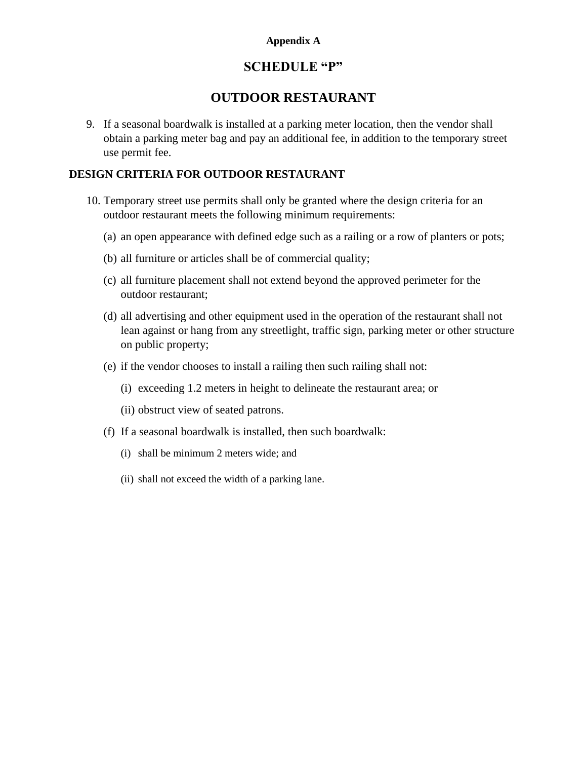**Appendix A**

# SCHEDULE "P"

# OUTDOOR RESTAURANT

9. If a seasonal boardwalk is installed at a parking meter location, then the vendor shall obtain a parking meter bag and pay an additional fee, in addition to the temporary street use permit fee.

## DESIGN CRITERIA FOR OUTDOOR RESTAURANT

10. Temporary street use permits shall only be granted where the design criteria for an outdoor restaurant meets the following minimum requirements:

    (a) an open appearance with defined edge such as a railing or a row of planters or pots;

    (b) all furniture or articles shall be of commercial quality;

    (c) all furniture placement shall not extend beyond the approved perimeter for the outdoor restaurant;

    (d) all advertising and other equipment used in the operation of the restaurant shall not lean against or hang from any streetlight, traffic sign, parking meter or other structure on public property;

    (e) if the vendor chooses to install a railing then such railing shall not:

    (i) exceeding 1.2 meters in height to delineate the restaurant area; or

    (ii) obstruct view of seated patrons.

    (f) If a seasonal boardwalk is installed, then such boardwalk:

    (i) shall be minimum 2 meters wide; and

    (ii) shall not exceed the width of a parking lane.